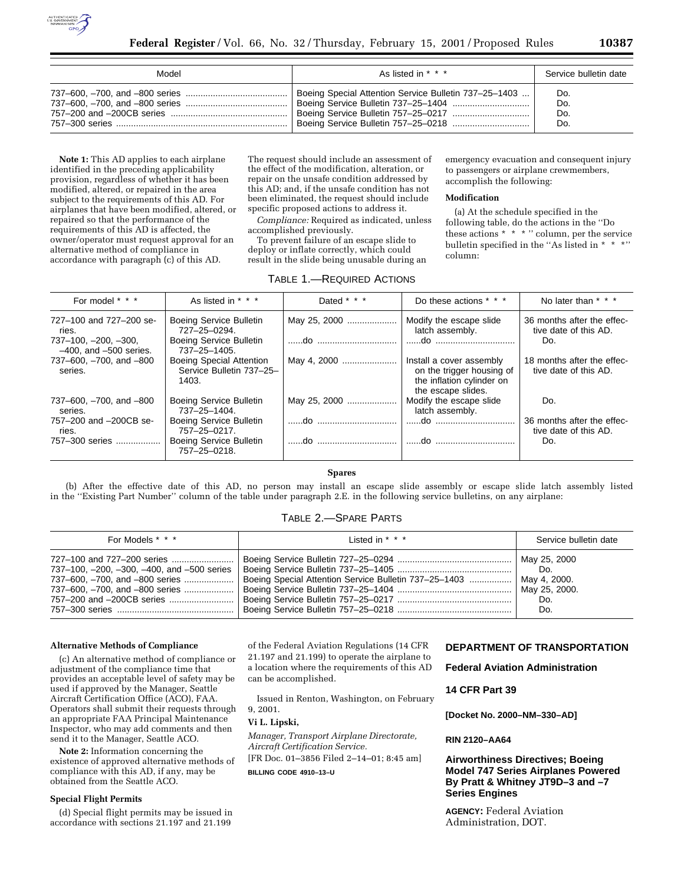| Model | As listed in * * * | Service bulletin date |
| --- | --- | --- |
| 737–600, –700, and –800 series | Boeing Special Attention Service Bulletin 737–25–1403 | Do. |
| 737–600, –700, and –800 series | Boeing Service Bulletin 737–25–1404 | Do. |
| 757–200 and –200CB series | Boeing Service Bulletin 757–25–0217 | Do. |
| 757–300 series | Boeing Service Bulletin 757–25–0218 | Do. |

**Note 1:** This AD applies to each airplane identified in the preceding applicability provision, regardless of whether it has been modified, altered, or repaired in the area subject to the requirements of this AD. For airplanes that have been modified, altered, or repaired so that the performance of the requirements of this AD is affected, the owner/operator must request approval for an alternative method of compliance in accordance with paragraph (c) of this AD. The request should include an assessment of the effect of the modification, alteration, or repair on the unsafe condition addressed by this AD; and, if the unsafe condition has not been eliminated, the request should include specific proposed actions to address it.

*Compliance:* Required as indicated, unless accomplished previously.

To prevent failure of an escape slide to deploy or inflate correctly, which could result in the slide being unusable during an emergency evacuation and consequent injury to passengers or airplane crewmembers, accomplish the following:

**Modification**

(a) At the schedule specified in the following table, do the actions in the ''Do these actions * * * '' column, per the service bulletin specified in the ''As listed in * * *'' column:

TABLE 1.—REQUIRED ACTIONS

| For model * * * | As listed in * * * | Dated * * * | Do these actions * * * | No later than * * * |
| --- | --- | --- | --- | --- |
| 727–100 and 727–200 series. | Boeing Service Bulletin 727–25–0294. | May 25, 2000 | Modify the escape slide latch assembly. | 36 months after the effective date of this AD. |
| 737–100, –200, –300, –400, and –500 series. | Boeing Service Bulletin 737–25–1405. | ......do | ......do | Do. |
| 737–600, –700, and –800 series. | Boeing Special Attention Service Bulletin 737–25–1403. | May 4, 2000 | Install a cover assembly on the trigger housing of the inflation cylinder on the escape slides. | 18 months after the effective date of this AD. |
| 737–600, –700, and –800 series. | Boeing Service Bulletin 737–25–1404. | May 25, 2000 | Modify the escape slide latch assembly. | Do. |
| 757–200 and –200CB series. | Boeing Service Bulletin 757–25–0217. | ......do | ......do | 36 months after the effective date of this AD. |
| 757–300 series | Boeing Service Bulletin 757–25–0218. | ......do | ......do | Do. |

**Spares**

(b) After the effective date of this AD, no person may install an escape slide assembly or escape slide latch assembly listed in the ''Existing Part Number'' column of the table under paragraph 2.E. in the following service bulletins, on any airplane:

TABLE 2.—SPARE PARTS

| For Models * * * | Listed in * * * | Service bulletin date |
| --- | --- | --- |
| 727–100 and 727–200 series | Boeing Service Bulletin 727–25–0294 | May 25, 2000 |
| 737–100, –200, –300, –400, and –500 series | Boeing Service Bulletin 737–25–1405 | Do. |
| 737–600, –700, and –800 series | Boeing Special Attention Service Bulletin 737–25–1403 | May 4, 2000. |
| 737–600, –700, and –800 series | Boeing Service Bulletin 737–25–1404 | May 25, 2000. |
| 757–200 and –200CB series | Boeing Service Bulletin 757–25–0217 | Do. |
| 757–300 series | Boeing Service Bulletin 757–25–0218 | Do. |

**Alternative Methods of Compliance**

(c) An alternative method of compliance or adjustment of the compliance time that provides an acceptable level of safety may be used if approved by the Manager, Seattle Aircraft Certification Office (ACO), FAA. Operators shall submit their requests through an appropriate FAA Principal Maintenance Inspector, who may add comments and then send it to the Manager, Seattle ACO.

**Note 2:** Information concerning the existence of approved alternative methods of compliance with this AD, if any, may be obtained from the Seattle ACO.

**Special Flight Permits**

(d) Special flight permits may be issued in accordance with sections 21.197 and 21.199 of the Federal Aviation Regulations (14 CFR 21.197 and 21.199) to operate the airplane to a location where the requirements of this AD can be accomplished.

Issued in Renton, Washington, on February 9, 2001.

**Vi L. Lipski,**

*Manager, Transport Airplane Directorate, Aircraft Certification Service.*

[FR Doc. 01–3856 Filed 2–14–01; 8:45 am]

**BILLING CODE 4910–13–U**

## DEPARTMENT OF TRANSPORTATION

## Federal Aviation Administration

## 14 CFR Part 39

**[Docket No. 2000–NM–330–AD]**

**RIN 2120–AA64**

## Airworthiness Directives; Boeing Model 747 Series Airplanes Powered By Pratt & Whitney JT9D–3 and –7 Series Engines

**AGENCY:** Federal Aviation Administration, DOT.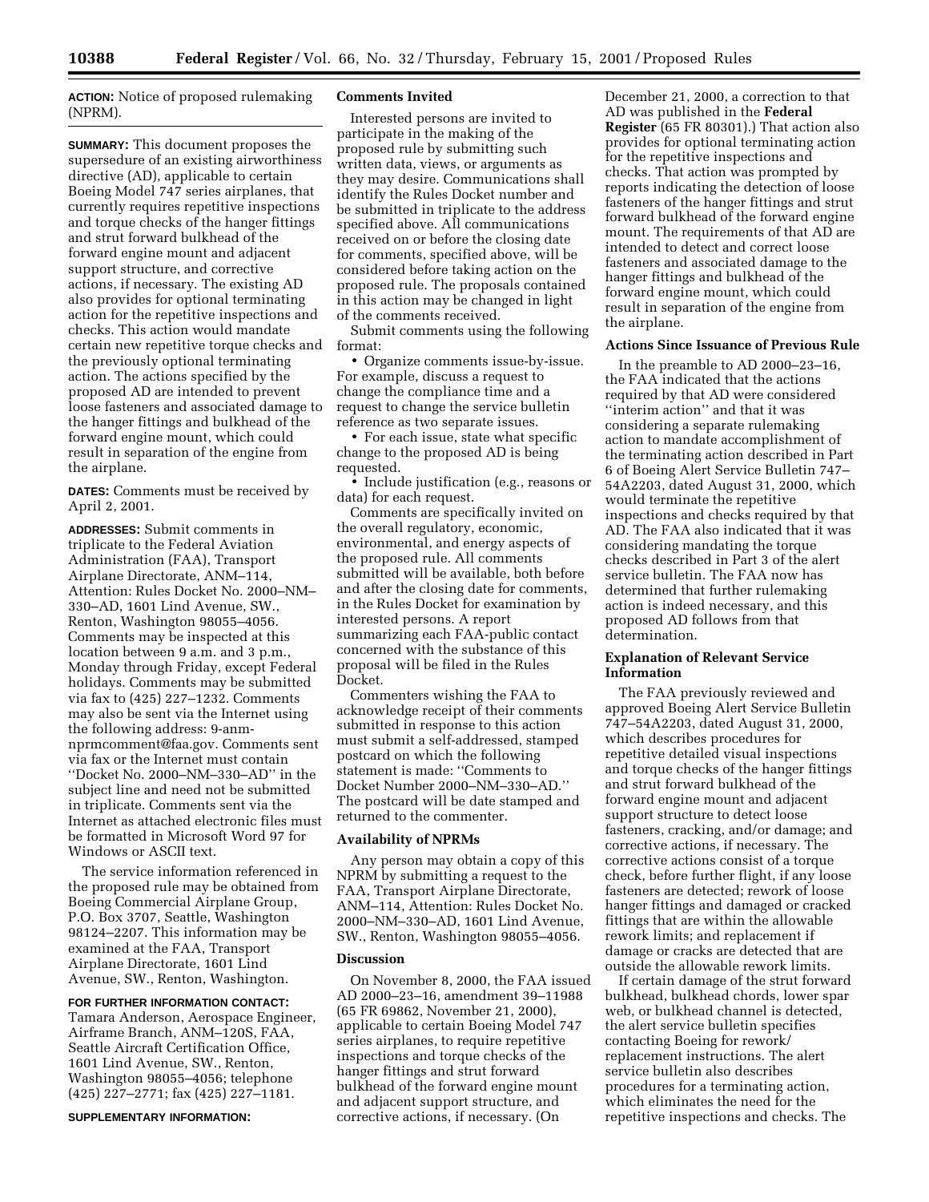**ACTION:** Notice of proposed rulemaking (NPRM).

**SUMMARY:** This document proposes the supersedure of an existing airworthiness directive (AD), applicable to certain Boeing Model 747 series airplanes, that currently requires repetitive inspections and torque checks of the hanger fittings and strut forward bulkhead of the forward engine mount and adjacent support structure, and corrective actions, if necessary. The existing AD also provides for optional terminating action for the repetitive inspections and checks. This action would mandate certain new repetitive torque checks and the previously optional terminating action. The actions specified by the proposed AD are intended to prevent loose fasteners and associated damage to the hanger fittings and bulkhead of the forward engine mount, which could result in separation of the engine from the airplane.

**DATES:** Comments must be received by April 2, 2001.

**ADDRESSES:** Submit comments in triplicate to the Federal Aviation Administration (FAA), Transport Airplane Directorate, ANM–114, Attention: Rules Docket No. 2000–NM–330–AD, 1601 Lind Avenue, SW., Renton, Washington 98055–4056. Comments may be inspected at this location between 9 a.m. and 3 p.m., Monday through Friday, except Federal holidays. Comments may be submitted via fax to (425) 227–1232. Comments may also be sent via the Internet using the following address: 9-anm-nprmcomment@faa.gov. Comments sent via fax or the Internet must contain ''Docket No. 2000–NM–330–AD'' in the subject line and need not be submitted in triplicate. Comments sent via the Internet as attached electronic files must be formatted in Microsoft Word 97 for Windows or ASCII text.

The service information referenced in the proposed rule may be obtained from Boeing Commercial Airplane Group, P.O. Box 3707, Seattle, Washington 98124–2207. This information may be examined at the FAA, Transport Airplane Directorate, 1601 Lind Avenue, SW., Renton, Washington.

**FOR FURTHER INFORMATION CONTACT:** Tamara Anderson, Aerospace Engineer, Airframe Branch, ANM–120S, FAA, Seattle Aircraft Certification Office, 1601 Lind Avenue, SW., Renton, Washington 98055–4056; telephone (425) 227–2771; fax (425) 227–1181.

**SUPPLEMENTARY INFORMATION:**

**Comments Invited**

Interested persons are invited to participate in the making of the proposed rule by submitting such written data, views, or arguments as they may desire. Communications shall identify the Rules Docket number and be submitted in triplicate to the address specified above. All communications received on or before the closing date for comments, specified above, will be considered before taking action on the proposed rule. The proposals contained in this action may be changed in light of the comments received.

Submit comments using the following format:

- Organize comments issue-by-issue. For example, discuss a request to change the compliance time and a request to change the service bulletin reference as two separate issues.
- For each issue, state what specific change to the proposed AD is being requested.
- Include justification (e.g., reasons or data) for each request.

Comments are specifically invited on the overall regulatory, economic, environmental, and energy aspects of the proposed rule. All comments submitted will be available, both before and after the closing date for comments, in the Rules Docket for examination by interested persons. A report summarizing each FAA-public contact concerned with the substance of this proposal will be filed in the Rules Docket.

Commenters wishing the FAA to acknowledge receipt of their comments submitted in response to this action must submit a self-addressed, stamped postcard on which the following statement is made: ''Comments to Docket Number 2000–NM–330–AD.'' The postcard will be date stamped and returned to the commenter.

**Availability of NPRMs**

Any person may obtain a copy of this NPRM by submitting a request to the FAA, Transport Airplane Directorate, ANM–114, Attention: Rules Docket No. 2000–NM–330–AD, 1601 Lind Avenue, SW., Renton, Washington 98055–4056.

**Discussion**

On November 8, 2000, the FAA issued AD 2000–23–16, amendment 39–11988 (65 FR 69862, November 21, 2000), applicable to certain Boeing Model 747 series airplanes, to require repetitive inspections and torque checks of the hanger fittings and strut forward bulkhead of the forward engine mount and adjacent support structure, and corrective actions, if necessary. (On December 21, 2000, a correction to that AD was published in the **Federal Register** (65 FR 80301).) That action also provides for optional terminating action for the repetitive inspections and checks. That action was prompted by reports indicating the detection of loose fasteners of the hanger fittings and strut forward bulkhead of the forward engine mount. The requirements of that AD are intended to detect and correct loose fasteners and associated damage to the hanger fittings and bulkhead of the forward engine mount, which could result in separation of the engine from the airplane.

**Actions Since Issuance of Previous Rule**

In the preamble to AD 2000–23–16, the FAA indicated that the actions required by that AD were considered ''interim action'' and that it was considering a separate rulemaking action to mandate accomplishment of the terminating action described in Part 6 of Boeing Alert Service Bulletin 747–54A2203, dated August 31, 2000, which would terminate the repetitive inspections and checks required by that AD. The FAA also indicated that it was considering mandating the torque checks described in Part 3 of the alert service bulletin. The FAA now has determined that further rulemaking action is indeed necessary, and this proposed AD follows from that determination.

**Explanation of Relevant Service Information**

The FAA previously reviewed and approved Boeing Alert Service Bulletin 747–54A2203, dated August 31, 2000, which describes procedures for repetitive detailed visual inspections and torque checks of the hanger fittings and strut forward bulkhead of the forward engine mount and adjacent support structure to detect loose fasteners, cracking, and/or damage; and corrective actions, if necessary. The corrective actions consist of a torque check, before further flight, if any loose fasteners are detected; rework of loose hanger fittings and damaged or cracked fittings that are within the allowable rework limits; and replacement if damage or cracks are detected that are outside the allowable rework limits.

If certain damage of the strut forward bulkhead, bulkhead chords, lower spar web, or bulkhead channel is detected, the alert service bulletin specifies contacting Boeing for rework/replacement instructions. The alert service bulletin also describes procedures for a terminating action, which eliminates the need for the repetitive inspections and checks. The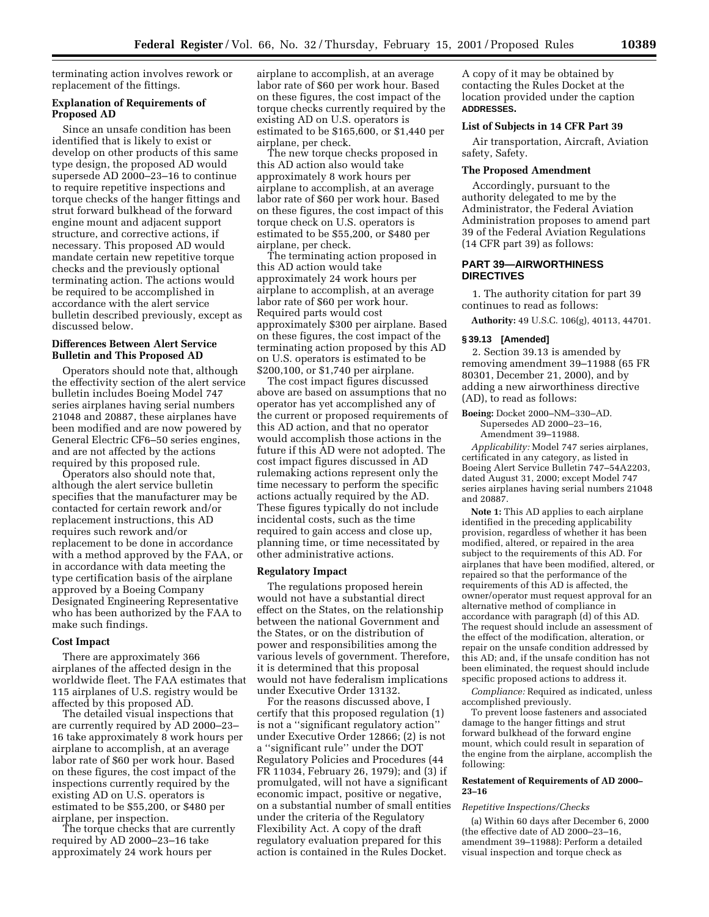terminating action involves rework or replacement of the fittings.

### Explanation of Requirements of Proposed AD

Since an unsafe condition has been identified that is likely to exist or develop on other products of this same type design, the proposed AD would supersede AD 2000–23–16 to continue to require repetitive inspections and torque checks of the hanger fittings and strut forward bulkhead of the forward engine mount and adjacent support structure, and corrective actions, if necessary. This proposed AD would mandate certain new repetitive torque checks and the previously optional terminating action. The actions would be required to be accomplished in accordance with the alert service bulletin described previously, except as discussed below.

### Differences Between Alert Service Bulletin and This Proposed AD

Operators should note that, although the effectivity section of the alert service bulletin includes Boeing Model 747 series airplanes having serial numbers 21048 and 20887, these airplanes have been modified and are now powered by General Electric CF6–50 series engines, and are not affected by the actions required by this proposed rule.

Operators also should note that, although the alert service bulletin specifies that the manufacturer may be contacted for certain rework and/or replacement instructions, this AD requires such rework and/or replacement to be done in accordance with a method approved by the FAA, or in accordance with data meeting the type certification basis of the airplane approved by a Boeing Company Designated Engineering Representative who has been authorized by the FAA to make such findings.

### Cost Impact

There are approximately 366 airplanes of the affected design in the worldwide fleet. The FAA estimates that 115 airplanes of U.S. registry would be affected by this proposed AD.

The detailed visual inspections that are currently required by AD 2000–23–16 take approximately 8 work hours per airplane to accomplish, at an average labor rate of $60 per work hour. Based on these figures, the cost impact of the inspections currently required by the existing AD on U.S. operators is estimated to be $55,200, or $480 per airplane, per inspection.

The torque checks that are currently required by AD 2000–23–16 take approximately 24 work hours per airplane to accomplish, at an average labor rate of $60 per work hour. Based on these figures, the cost impact of the torque checks currently required by the existing AD on U.S. operators is estimated to be $165,600, or $1,440 per airplane, per check.

The new torque checks proposed in this AD action also would take approximately 8 work hours per airplane to accomplish, at an average labor rate of $60 per work hour. Based on these figures, the cost impact of this torque check on U.S. operators is estimated to be $55,200, or $480 per airplane, per check.

The terminating action proposed in this AD action would take approximately 24 work hours per airplane to accomplish, at an average labor rate of $60 per work hour. Required parts would cost approximately $300 per airplane. Based on these figures, the cost impact of the terminating action proposed by this AD on U.S. operators is estimated to be $200,100, or $1,740 per airplane.

The cost impact figures discussed above are based on assumptions that no operator has yet accomplished any of the current or proposed requirements of this AD action, and that no operator would accomplish those actions in the future if this AD were not adopted. The cost impact figures discussed in AD rulemaking actions represent only the time necessary to perform the specific actions actually required by the AD. These figures typically do not include incidental costs, such as the time required to gain access and close up, planning time, or time necessitated by other administrative actions.

### Regulatory Impact

The regulations proposed herein would not have a substantial direct effect on the States, on the relationship between the national Government and the States, or on the distribution of power and responsibilities among the various levels of government. Therefore, it is determined that this proposal would not have federalism implications under Executive Order 13132.

For the reasons discussed above, I certify that this proposed regulation (1) is not a "significant regulatory action" under Executive Order 12866; (2) is not a "significant rule" under the DOT Regulatory Policies and Procedures (44 FR 11034, February 26, 1979); and (3) if promulgated, will not have a significant economic impact, positive or negative, on a substantial number of small entities under the criteria of the Regulatory Flexibility Act. A copy of the draft regulatory evaluation prepared for this action is contained in the Rules Docket. A copy of it may be obtained by contacting the Rules Docket at the location provided under the caption **ADDRESSES.**

### List of Subjects in 14 CFR Part 39

Air transportation, Aircraft, Aviation safety, Safety.

### The Proposed Amendment

Accordingly, pursuant to the authority delegated to me by the Administrator, the Federal Aviation Administration proposes to amend part 39 of the Federal Aviation Regulations (14 CFR part 39) as follows:

## PART 39—AIRWORTHINESS DIRECTIVES

1. The authority citation for part 39 continues to read as follows:

**Authority:** 49 U.S.C. 106(g), 40113, 44701.

#### § 39.13 [Amended]

2. Section 39.13 is amended by removing amendment 39–11988 (65 FR 80301, December 21, 2000), and by adding a new airworthiness directive (AD), to read as follows:

**Boeing:** Docket 2000–NM–330–AD. Supersedes AD 2000–23–16, Amendment 39–11988.

*Applicability:* Model 747 series airplanes, certificated in any category, as listed in Boeing Alert Service Bulletin 747–54A2203, dated August 31, 2000; except Model 747 series airplanes having serial numbers 21048 and 20887.

**Note 1:** This AD applies to each airplane identified in the preceding applicability provision, regardless of whether it has been modified, altered, or repaired in the area subject to the requirements of this AD. For airplanes that have been modified, altered, or repaired so that the performance of the requirements of this AD is affected, the owner/operator must request approval for an alternative method of compliance in accordance with paragraph (d) of this AD. The request should include an assessment of the effect of the modification, alteration, or repair on the unsafe condition addressed by this AD; and, if the unsafe condition has not been eliminated, the request should include specific proposed actions to address it.

*Compliance:* Required as indicated, unless accomplished previously.

To prevent loose fasteners and associated damage to the hanger fittings and strut forward bulkhead of the forward engine mount, which could result in separation of the engine from the airplane, accomplish the following:

#### Restatement of Requirements of AD 2000–23–16

*Repetitive Inspections/Checks*

(a) Within 60 days after December 6, 2000 (the effective date of AD 2000–23–16, amendment 39–11988): Perform a detailed visual inspection and torque check as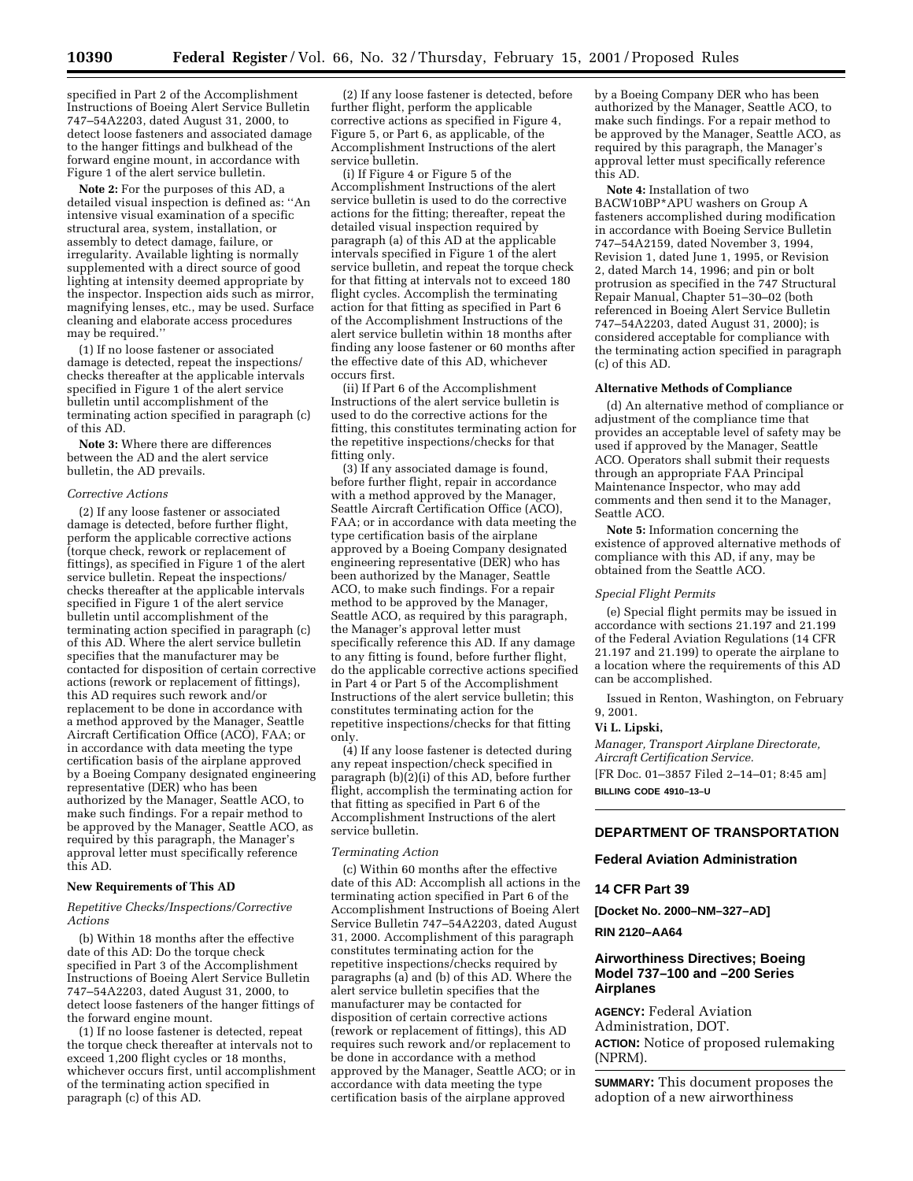specified in Part 2 of the Accomplishment Instructions of Boeing Alert Service Bulletin 747–54A2203, dated August 31, 2000, to detect loose fasteners and associated damage to the hanger fittings and bulkhead of the forward engine mount, in accordance with Figure 1 of the alert service bulletin.

**Note 2:** For the purposes of this AD, a detailed visual inspection is defined as: ''An intensive visual examination of a specific structural area, system, installation, or assembly to detect damage, failure, or irregularity. Available lighting is normally supplemented with a direct source of good lighting at intensity deemed appropriate by the inspector. Inspection aids such as mirror, magnifying lenses, etc., may be used. Surface cleaning and elaborate access procedures may be required.''

(1) If no loose fastener or associated damage is detected, repeat the inspections/checks thereafter at the applicable intervals specified in Figure 1 of the alert service bulletin until accomplishment of the terminating action specified in paragraph (c) of this AD.

**Note 3:** Where there are differences between the AD and the alert service bulletin, the AD prevails.

*Corrective Actions*

(2) If any loose fastener or associated damage is detected, before further flight, perform the applicable corrective actions (torque check, rework or replacement of fittings), as specified in Figure 1 of the alert service bulletin. Repeat the inspections/checks thereafter at the applicable intervals specified in Figure 1 of the alert service bulletin until accomplishment of the terminating action specified in paragraph (c) of this AD. Where the alert service bulletin specifies that the manufacturer may be contacted for disposition of certain corrective actions (rework or replacement of fittings), this AD requires such rework and/or replacement to be done in accordance with a method approved by the Manager, Seattle Aircraft Certification Office (ACO), FAA; or in accordance with data meeting the type certification basis of the airplane approved by a Boeing Company designated engineering representative (DER) who has been authorized by the Manager, Seattle ACO, to make such findings. For a repair method to be approved by the Manager, Seattle ACO, as required by this paragraph, the Manager's approval letter must specifically reference this AD.

**New Requirements of This AD**

*Repetitive Checks/Inspections/Corrective Actions*

(b) Within 18 months after the effective date of this AD: Do the torque check specified in Part 3 of the Accomplishment Instructions of Boeing Alert Service Bulletin 747–54A2203, dated August 31, 2000, to detect loose fasteners of the hanger fittings of the forward engine mount.

(1) If no loose fastener is detected, repeat the torque check thereafter at intervals not to exceed 1,200 flight cycles or 18 months, whichever occurs first, until accomplishment of the terminating action specified in paragraph (c) of this AD.

(2) If any loose fastener is detected, before further flight, perform the applicable corrective actions as specified in Figure 4, Figure 5, or Part 6, as applicable, of the Accomplishment Instructions of the alert service bulletin.

(i) If Figure 4 or Figure 5 of the Accomplishment Instructions of the alert service bulletin is used to do the corrective actions for the fitting; thereafter, repeat the detailed visual inspection required by paragraph (a) of this AD at the applicable intervals specified in Figure 1 of the alert service bulletin, and repeat the torque check for that fitting at intervals not to exceed 180 flight cycles. Accomplish the terminating action for that fitting as specified in Part 6 of the Accomplishment Instructions of the alert service bulletin within 18 months after finding any loose fastener or 60 months after the effective date of this AD, whichever occurs first.

(ii) If Part 6 of the Accomplishment Instructions of the alert service bulletin is used to do the corrective actions for the fitting, this constitutes terminating action for the repetitive inspections/checks for that fitting only.

(3) If any associated damage is found, before further flight, repair in accordance with a method approved by the Manager, Seattle Aircraft Certification Office (ACO), FAA; or in accordance with data meeting the type certification basis of the airplane approved by a Boeing Company designated engineering representative (DER) who has been authorized by the Manager, Seattle ACO, to make such findings. For a repair method to be approved by the Manager, Seattle ACO, as required by this paragraph, the Manager's approval letter must specifically reference this AD. If any damage to any fitting is found, before further flight, do the applicable corrective actions specified in Part 4 or Part 5 of the Accomplishment Instructions of the alert service bulletin; this constitutes terminating action for the repetitive inspections/checks for that fitting only.

(4) If any loose fastener is detected during any repeat inspection/check specified in paragraph (b)(2)(i) of this AD, before further flight, accomplish the terminating action for that fitting as specified in Part 6 of the Accomplishment Instructions of the alert service bulletin.

*Terminating Action*

(c) Within 60 months after the effective date of this AD: Accomplish all actions in the terminating action specified in Part 6 of the Accomplishment Instructions of Boeing Alert Service Bulletin 747–54A2203, dated August 31, 2000. Accomplishment of this paragraph constitutes terminating action for the repetitive inspections/checks required by paragraphs (a) and (b) of this AD. Where the alert service bulletin specifies that the manufacturer may be contacted for disposition of certain corrective actions (rework or replacement of fittings), this AD requires such rework and/or replacement to be done in accordance with a method approved by the Manager, Seattle ACO; or in accordance with data meeting the type certification basis of the airplane approved by a Boeing Company DER who has been authorized by the Manager, Seattle ACO, to make such findings. For a repair method to be approved by the Manager, Seattle ACO, as required by this paragraph, the Manager's approval letter must specifically reference this AD.

**Note 4:** Installation of two BACW10BP*APU washers on Group A fasteners accomplished during modification in accordance with Boeing Service Bulletin 747–54A2159, dated November 3, 1994, Revision 1, dated June 1, 1995, or Revision 2, dated March 14, 1996; and pin or bolt protrusion as specified in the 747 Structural Repair Manual, Chapter 51–30–02 (both referenced in Boeing Alert Service Bulletin 747–54A2203, dated August 31, 2000); is considered acceptable for compliance with the terminating action specified in paragraph (c) of this AD.

**Alternative Methods of Compliance**

(d) An alternative method of compliance or adjustment of the compliance time that provides an acceptable level of safety may be used if approved by the Manager, Seattle ACO. Operators shall submit their requests through an appropriate FAA Principal Maintenance Inspector, who may add comments and then send it to the Manager, Seattle ACO.

**Note 5:** Information concerning the existence of approved alternative methods of compliance with this AD, if any, may be obtained from the Seattle ACO.

*Special Flight Permits*

(e) Special flight permits may be issued in accordance with sections 21.197 and 21.199 of the Federal Aviation Regulations (14 CFR 21.197 and 21.199) to operate the airplane to a location where the requirements of this AD can be accomplished.

Issued in Renton, Washington, on February 9, 2001.

**Vi L. Lipski,**

*Manager, Transport Airplane Directorate, Aircraft Certification Service.*

[FR Doc. 01–3857 Filed 2–14–01; 8:45 am]

**BILLING CODE 4910–13–U**

## DEPARTMENT OF TRANSPORTATION

## Federal Aviation Administration

## 14 CFR Part 39

**[Docket No. 2000–NM–327–AD]**

**RIN 2120–AA64**

## Airworthiness Directives; Boeing Model 737–100 and –200 Series Airplanes

**AGENCY:** Federal Aviation Administration, DOT.

**ACTION:** Notice of proposed rulemaking (NPRM).

**SUMMARY:** This document proposes the adoption of a new airworthiness